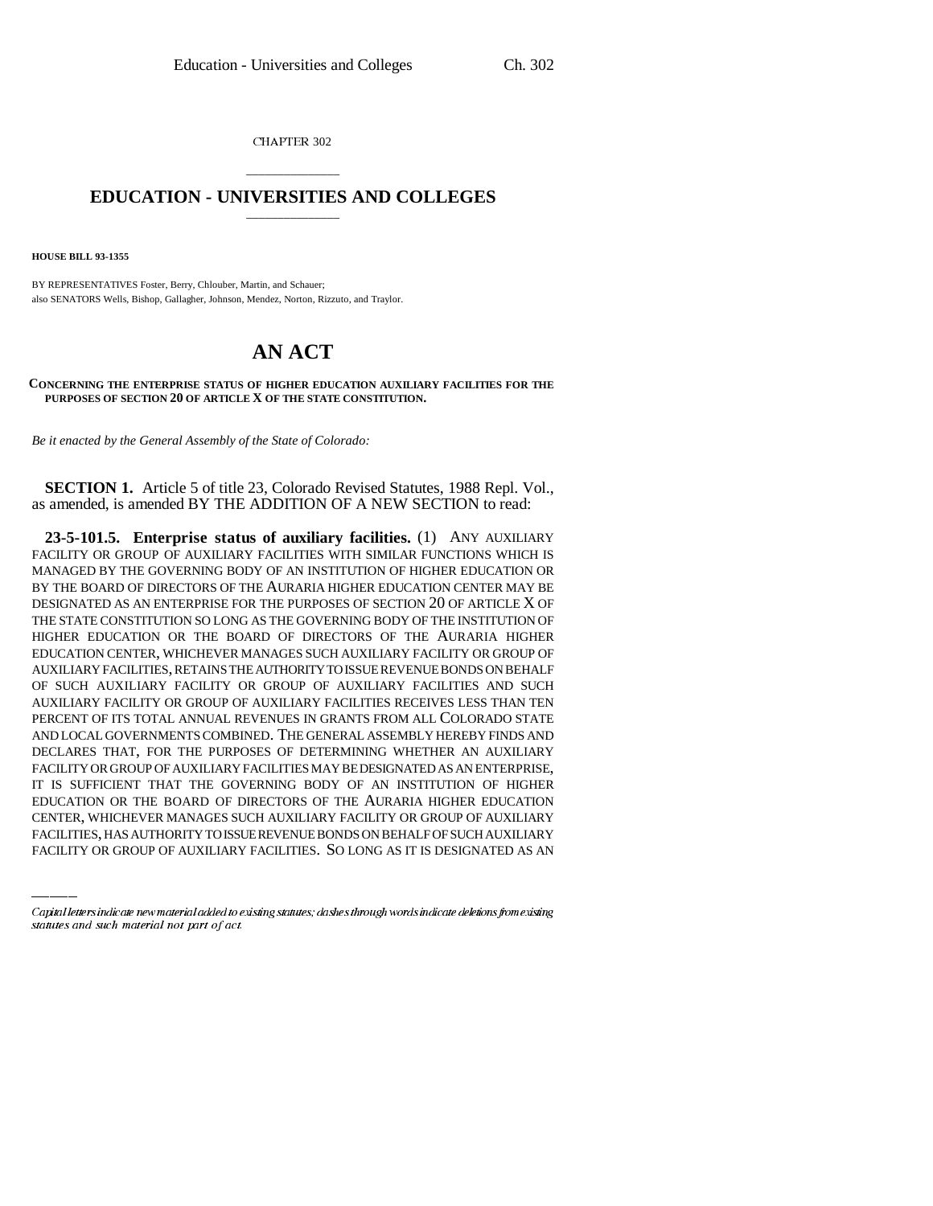CHAPTER 302

# EDUCATION - UNIVERSITIES AND COLLEGES

**HOUSE BILL 93-1355**

BY REPRESENTATIVES Foster, Berry, Chlouber, Martin, and Schauer;
also SENATORS Wells, Bishop, Gallagher, Johnson, Mendez, Norton, Rizzuto, and Traylor.

# AN ACT

**CONCERNING THE ENTERPRISE STATUS OF HIGHER EDUCATION AUXILIARY FACILITIES FOR THE PURPOSES OF SECTION 20 OF ARTICLE X OF THE STATE CONSTITUTION.**

*Be it enacted by the General Assembly of the State of Colorado:*

**SECTION 1.** Article 5 of title 23, Colorado Revised Statutes, 1988 Repl. Vol., as amended, is amended BY THE ADDITION OF A NEW SECTION to read:

**23-5-101.5. Enterprise status of auxiliary facilities.** (1) ANY AUXILIARY FACILITY OR GROUP OF AUXILIARY FACILITIES WITH SIMILAR FUNCTIONS WHICH IS MANAGED BY THE GOVERNING BODY OF AN INSTITUTION OF HIGHER EDUCATION OR BY THE BOARD OF DIRECTORS OF THE AURARIA HIGHER EDUCATION CENTER MAY BE DESIGNATED AS AN ENTERPRISE FOR THE PURPOSES OF SECTION 20 OF ARTICLE X OF THE STATE CONSTITUTION SO LONG AS THE GOVERNING BODY OF THE INSTITUTION OF HIGHER EDUCATION OR THE BOARD OF DIRECTORS OF THE AURARIA HIGHER EDUCATION CENTER, WHICHEVER MANAGES SUCH AUXILIARY FACILITY OR GROUP OF AUXILIARY FACILITIES, RETAINS THE AUTHORITY TO ISSUE REVENUE BONDS ON BEHALF OF SUCH AUXILIARY FACILITY OR GROUP OF AUXILIARY FACILITIES AND SUCH AUXILIARY FACILITY OR GROUP OF AUXILIARY FACILITIES RECEIVES LESS THAN TEN PERCENT OF ITS TOTAL ANNUAL REVENUES IN GRANTS FROM ALL COLORADO STATE AND LOCAL GOVERNMENTS COMBINED. THE GENERAL ASSEMBLY HEREBY FINDS AND DECLARES THAT, FOR THE PURPOSES OF DETERMINING WHETHER AN AUXILIARY FACILITY OR GROUP OF AUXILIARY FACILITIES MAY BE DESIGNATED AS AN ENTERPRISE, IT IS SUFFICIENT THAT THE GOVERNING BODY OF AN INSTITUTION OF HIGHER EDUCATION OR THE BOARD OF DIRECTORS OF THE AURARIA HIGHER EDUCATION CENTER, WHICHEVER MANAGES SUCH AUXILIARY FACILITY OR GROUP OF AUXILIARY FACILITIES, HAS AUTHORITY TO ISSUE REVENUE BONDS ON BEHALF OF SUCH AUXILIARY FACILITY OR GROUP OF AUXILIARY FACILITIES. SO LONG AS IT IS DESIGNATED AS AN

Capital letters indicate new material added to existing statutes; dashes through words indicate deletions from existing statutes and such material not part of act.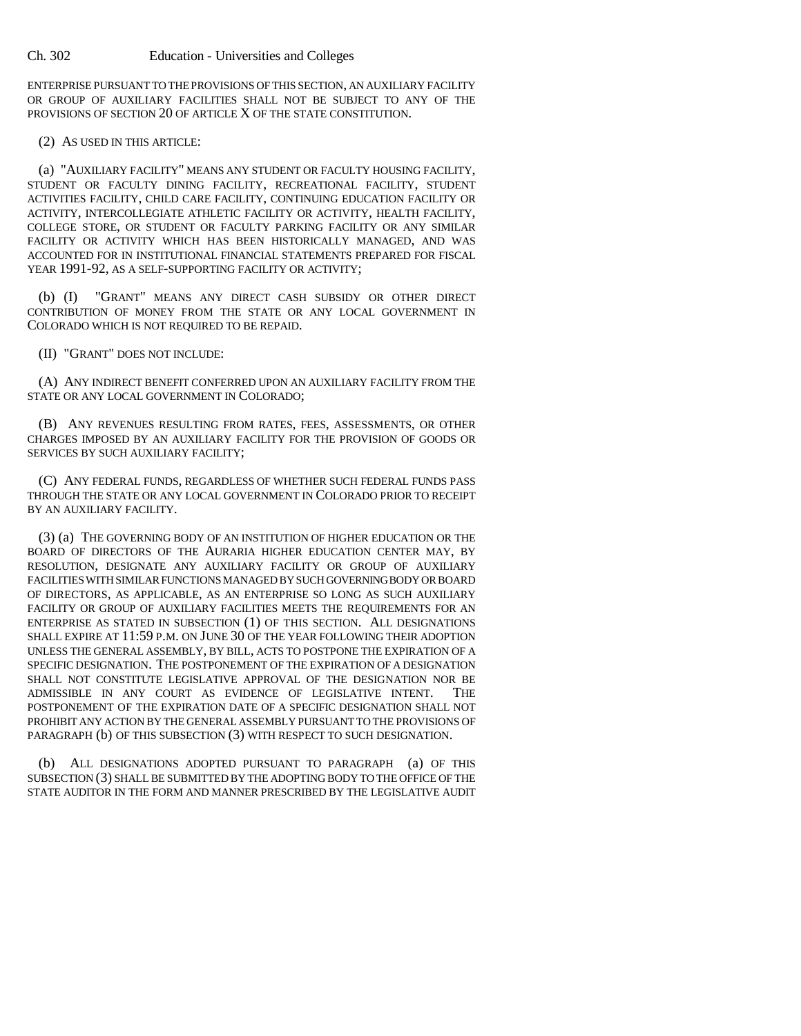ENTERPRISE PURSUANT TO THE PROVISIONS OF THIS SECTION, AN AUXILIARY FACILITY OR GROUP OF AUXILIARY FACILITIES SHALL NOT BE SUBJECT TO ANY OF THE PROVISIONS OF SECTION 20 OF ARTICLE X OF THE STATE CONSTITUTION.

(2) AS USED IN THIS ARTICLE:

(a) "AUXILIARY FACILITY" MEANS ANY STUDENT OR FACULTY HOUSING FACILITY, STUDENT OR FACULTY DINING FACILITY, RECREATIONAL FACILITY, STUDENT ACTIVITIES FACILITY, CHILD CARE FACILITY, CONTINUING EDUCATION FACILITY OR ACTIVITY, INTERCOLLEGIATE ATHLETIC FACILITY OR ACTIVITY, HEALTH FACILITY, COLLEGE STORE, OR STUDENT OR FACULTY PARKING FACILITY OR ANY SIMILAR FACILITY OR ACTIVITY WHICH HAS BEEN HISTORICALLY MANAGED, AND WAS ACCOUNTED FOR IN INSTITUTIONAL FINANCIAL STATEMENTS PREPARED FOR FISCAL YEAR 1991-92, AS A SELF-SUPPORTING FACILITY OR ACTIVITY;

(b) (I) "GRANT" MEANS ANY DIRECT CASH SUBSIDY OR OTHER DIRECT CONTRIBUTION OF MONEY FROM THE STATE OR ANY LOCAL GOVERNMENT IN COLORADO WHICH IS NOT REQUIRED TO BE REPAID.

(II) "GRANT" DOES NOT INCLUDE:

(A) ANY INDIRECT BENEFIT CONFERRED UPON AN AUXILIARY FACILITY FROM THE STATE OR ANY LOCAL GOVERNMENT IN COLORADO;

(B) ANY REVENUES RESULTING FROM RATES, FEES, ASSESSMENTS, OR OTHER CHARGES IMPOSED BY AN AUXILIARY FACILITY FOR THE PROVISION OF GOODS OR SERVICES BY SUCH AUXILIARY FACILITY;

(C) ANY FEDERAL FUNDS, REGARDLESS OF WHETHER SUCH FEDERAL FUNDS PASS THROUGH THE STATE OR ANY LOCAL GOVERNMENT IN COLORADO PRIOR TO RECEIPT BY AN AUXILIARY FACILITY.

(3) (a) THE GOVERNING BODY OF AN INSTITUTION OF HIGHER EDUCATION OR THE BOARD OF DIRECTORS OF THE AURARIA HIGHER EDUCATION CENTER MAY, BY RESOLUTION, DESIGNATE ANY AUXILIARY FACILITY OR GROUP OF AUXILIARY FACILITIES WITH SIMILAR FUNCTIONS MANAGED BY SUCH GOVERNING BODY OR BOARD OF DIRECTORS, AS APPLICABLE, AS AN ENTERPRISE SO LONG AS SUCH AUXILIARY FACILITY OR GROUP OF AUXILIARY FACILITIES MEETS THE REQUIREMENTS FOR AN ENTERPRISE AS STATED IN SUBSECTION (1) OF THIS SECTION. ALL DESIGNATIONS SHALL EXPIRE AT 11:59 P.M. ON JUNE 30 OF THE YEAR FOLLOWING THEIR ADOPTION UNLESS THE GENERAL ASSEMBLY, BY BILL, ACTS TO POSTPONE THE EXPIRATION OF A SPECIFIC DESIGNATION. THE POSTPONEMENT OF THE EXPIRATION OF A DESIGNATION SHALL NOT CONSTITUTE LEGISLATIVE APPROVAL OF THE DESIGNATION NOR BE ADMISSIBLE IN ANY COURT AS EVIDENCE OF LEGISLATIVE INTENT. THE POSTPONEMENT OF THE EXPIRATION DATE OF A SPECIFIC DESIGNATION SHALL NOT PROHIBIT ANY ACTION BY THE GENERAL ASSEMBLY PURSUANT TO THE PROVISIONS OF PARAGRAPH (b) OF THIS SUBSECTION (3) WITH RESPECT TO SUCH DESIGNATION.

(b) ALL DESIGNATIONS ADOPTED PURSUANT TO PARAGRAPH (a) OF THIS SUBSECTION (3) SHALL BE SUBMITTED BY THE ADOPTING BODY TO THE OFFICE OF THE STATE AUDITOR IN THE FORM AND MANNER PRESCRIBED BY THE LEGISLATIVE AUDIT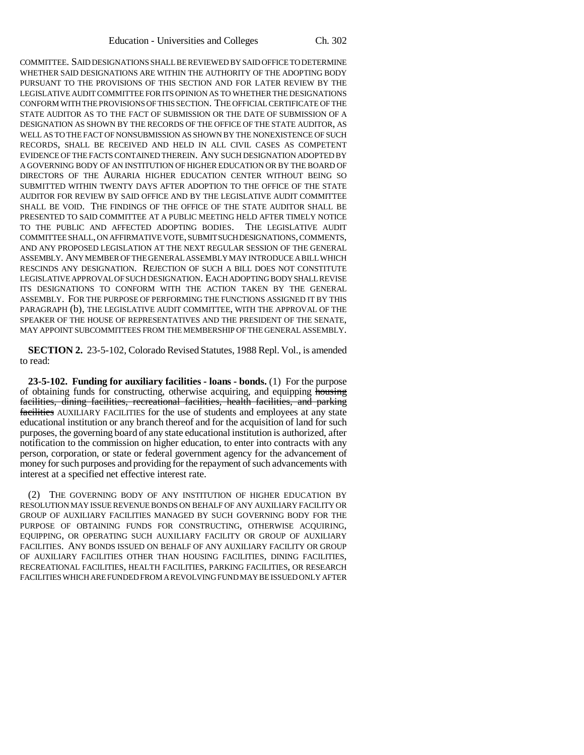COMMITTEE. SAID DESIGNATIONS SHALL BE REVIEWED BY SAID OFFICE TO DETERMINE WHETHER SAID DESIGNATIONS ARE WITHIN THE AUTHORITY OF THE ADOPTING BODY PURSUANT TO THE PROVISIONS OF THIS SECTION AND FOR LATER REVIEW BY THE LEGISLATIVE AUDIT COMMITTEE FOR ITS OPINION AS TO WHETHER THE DESIGNATIONS CONFORM WITH THE PROVISIONS OF THIS SECTION. THE OFFICIAL CERTIFICATE OF THE STATE AUDITOR AS TO THE FACT OF SUBMISSION OR THE DATE OF SUBMISSION OF A DESIGNATION AS SHOWN BY THE RECORDS OF THE OFFICE OF THE STATE AUDITOR, AS WELL AS TO THE FACT OF NONSUBMISSION AS SHOWN BY THE NONEXISTENCE OF SUCH RECORDS, SHALL BE RECEIVED AND HELD IN ALL CIVIL CASES AS COMPETENT EVIDENCE OF THE FACTS CONTAINED THEREIN. ANY SUCH DESIGNATION ADOPTED BY A GOVERNING BODY OF AN INSTITUTION OF HIGHER EDUCATION OR BY THE BOARD OF DIRECTORS OF THE AURARIA HIGHER EDUCATION CENTER WITHOUT BEING SO SUBMITTED WITHIN TWENTY DAYS AFTER ADOPTION TO THE OFFICE OF THE STATE AUDITOR FOR REVIEW BY SAID OFFICE AND BY THE LEGISLATIVE AUDIT COMMITTEE SHALL BE VOID. THE FINDINGS OF THE OFFICE OF THE STATE AUDITOR SHALL BE PRESENTED TO SAID COMMITTEE AT A PUBLIC MEETING HELD AFTER TIMELY NOTICE TO THE PUBLIC AND AFFECTED ADOPTING BODIES. THE LEGISLATIVE AUDIT COMMITTEE SHALL, ON AFFIRMATIVE VOTE, SUBMIT SUCH DESIGNATIONS, COMMENTS, AND ANY PROPOSED LEGISLATION AT THE NEXT REGULAR SESSION OF THE GENERAL ASSEMBLY. ANY MEMBER OF THE GENERAL ASSEMBLY MAY INTRODUCE A BILL WHICH RESCINDS ANY DESIGNATION. REJECTION OF SUCH A BILL DOES NOT CONSTITUTE LEGISLATIVE APPROVAL OF SUCH DESIGNATION. EACH ADOPTING BODY SHALL REVISE ITS DESIGNATIONS TO CONFORM WITH THE ACTION TAKEN BY THE GENERAL ASSEMBLY. FOR THE PURPOSE OF PERFORMING THE FUNCTIONS ASSIGNED IT BY THIS PARAGRAPH (b), THE LEGISLATIVE AUDIT COMMITTEE, WITH THE APPROVAL OF THE SPEAKER OF THE HOUSE OF REPRESENTATIVES AND THE PRESIDENT OF THE SENATE, MAY APPOINT SUBCOMMITTEES FROM THE MEMBERSHIP OF THE GENERAL ASSEMBLY.

**SECTION 2.** 23-5-102, Colorado Revised Statutes, 1988 Repl. Vol., is amended to read:

**23-5-102. Funding for auxiliary facilities - loans - bonds.** (1) For the purpose of obtaining funds for constructing, otherwise acquiring, and equipping ~~housing facilities, dining facilities, recreational facilities, health facilities, and parking facilities~~ AUXILIARY FACILITIES for the use of students and employees at any state educational institution or any branch thereof and for the acquisition of land for such purposes, the governing board of any state educational institution is authorized, after notification to the commission on higher education, to enter into contracts with any person, corporation, or state or federal government agency for the advancement of money for such purposes and providing for the repayment of such advancements with interest at a specified net effective interest rate.

(2) THE GOVERNING BODY OF ANY INSTITUTION OF HIGHER EDUCATION BY RESOLUTION MAY ISSUE REVENUE BONDS ON BEHALF OF ANY AUXILIARY FACILITY OR GROUP OF AUXILIARY FACILITIES MANAGED BY SUCH GOVERNING BODY FOR THE PURPOSE OF OBTAINING FUNDS FOR CONSTRUCTING, OTHERWISE ACQUIRING, EQUIPPING, OR OPERATING SUCH AUXILIARY FACILITY OR GROUP OF AUXILIARY FACILITIES. ANY BONDS ISSUED ON BEHALF OF ANY AUXILIARY FACILITY OR GROUP OF AUXILIARY FACILITIES OTHER THAN HOUSING FACILITIES, DINING FACILITIES, RECREATIONAL FACILITIES, HEALTH FACILITIES, PARKING FACILITIES, OR RESEARCH FACILITIES WHICH ARE FUNDED FROM A REVOLVING FUND MAY BE ISSUED ONLY AFTER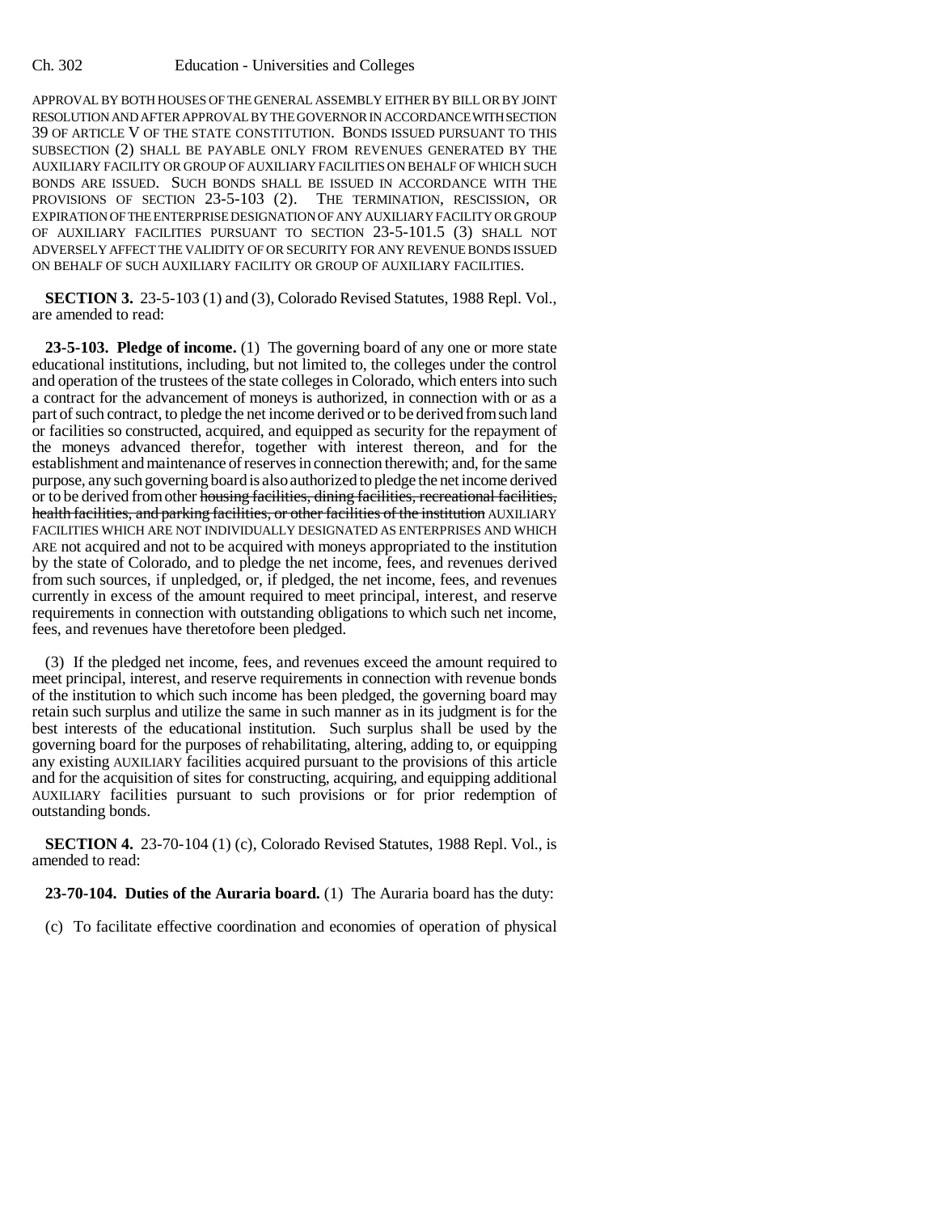APPROVAL BY BOTH HOUSES OF THE GENERAL ASSEMBLY EITHER BY BILL OR BY JOINT RESOLUTION AND AFTER APPROVAL BY THE GOVERNOR IN ACCORDANCE WITH SECTION 39 OF ARTICLE V OF THE STATE CONSTITUTION. BONDS ISSUED PURSUANT TO THIS SUBSECTION (2) SHALL BE PAYABLE ONLY FROM REVENUES GENERATED BY THE AUXILIARY FACILITY OR GROUP OF AUXILIARY FACILITIES ON BEHALF OF WHICH SUCH BONDS ARE ISSUED. SUCH BONDS SHALL BE ISSUED IN ACCORDANCE WITH THE PROVISIONS OF SECTION 23-5-103 (2). THE TERMINATION, RESCISSION, OR EXPIRATION OF THE ENTERPRISE DESIGNATION OF ANY AUXILIARY FACILITY OR GROUP OF AUXILIARY FACILITIES PURSUANT TO SECTION 23-5-101.5 (3) SHALL NOT ADVERSELY AFFECT THE VALIDITY OF OR SECURITY FOR ANY REVENUE BONDS ISSUED ON BEHALF OF SUCH AUXILIARY FACILITY OR GROUP OF AUXILIARY FACILITIES.

**SECTION 3.** 23-5-103 (1) and (3), Colorado Revised Statutes, 1988 Repl. Vol., are amended to read:

**23-5-103. Pledge of income.** (1) The governing board of any one or more state educational institutions, including, but not limited to, the colleges under the control and operation of the trustees of the state colleges in Colorado, which enters into such a contract for the advancement of moneys is authorized, in connection with or as a part of such contract, to pledge the net income derived or to be derived from such land or facilities so constructed, acquired, and equipped as security for the repayment of the moneys advanced therefor, together with interest thereon, and for the establishment and maintenance of reserves in connection therewith; and, for the same purpose, any such governing board is also authorized to pledge the net income derived or to be derived from other ~~housing facilities, dining facilities, recreational facilities, health facilities, and parking facilities, or other facilities of the institution~~ AUXILIARY FACILITIES WHICH ARE NOT INDIVIDUALLY DESIGNATED AS ENTERPRISES AND WHICH ARE not acquired and not to be acquired with moneys appropriated to the institution by the state of Colorado, and to pledge the net income, fees, and revenues derived from such sources, if unpledged, or, if pledged, the net income, fees, and revenues currently in excess of the amount required to meet principal, interest, and reserve requirements in connection with outstanding obligations to which such net income, fees, and revenues have theretofore been pledged.

(3) If the pledged net income, fees, and revenues exceed the amount required to meet principal, interest, and reserve requirements in connection with revenue bonds of the institution to which such income has been pledged, the governing board may retain such surplus and utilize the same in such manner as in its judgment is for the best interests of the educational institution. Such surplus shall be used by the governing board for the purposes of rehabilitating, altering, adding to, or equipping any existing AUXILIARY facilities acquired pursuant to the provisions of this article and for the acquisition of sites for constructing, acquiring, and equipping additional AUXILIARY facilities pursuant to such provisions or for prior redemption of outstanding bonds.

**SECTION 4.** 23-70-104 (1) (c), Colorado Revised Statutes, 1988 Repl. Vol., is amended to read:

**23-70-104. Duties of the Auraria board.** (1) The Auraria board has the duty:

(c) To facilitate effective coordination and economies of operation of physical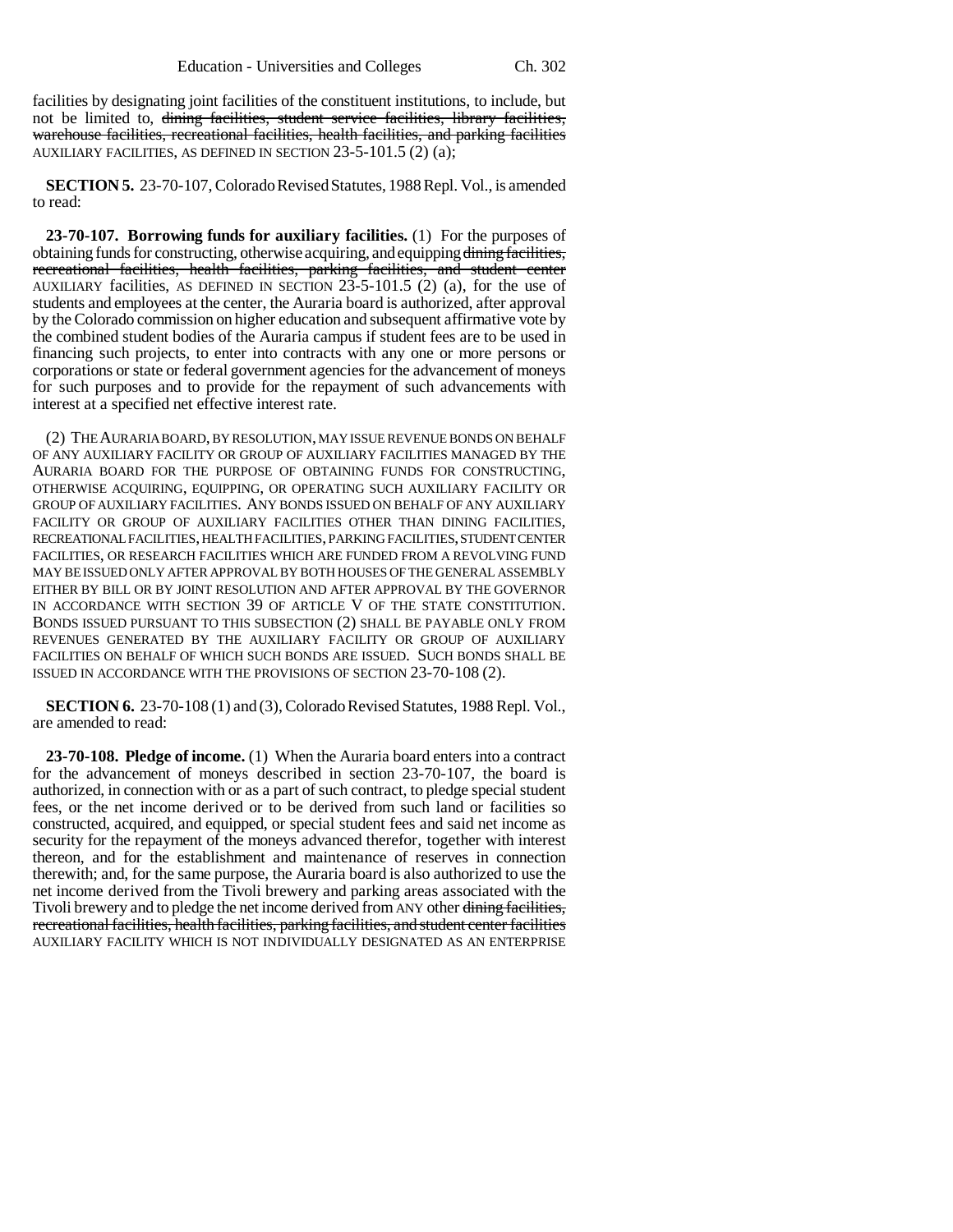facilities by designating joint facilities of the constituent institutions, to include, but not be limited to, ~~dining facilities, student service facilities, library facilities, warehouse facilities, recreational facilities, health facilities, and parking facilities~~ AUXILIARY FACILITIES, AS DEFINED IN SECTION 23-5-101.5 (2) (a);

**SECTION 5.** 23-70-107, Colorado Revised Statutes, 1988 Repl. Vol., is amended to read:

**23-70-107. Borrowing funds for auxiliary facilities.** (1) For the purposes of obtaining funds for constructing, otherwise acquiring, and equipping ~~dining facilities, recreational facilities, health facilities, parking facilities, and student center~~ AUXILIARY facilities, AS DEFINED IN SECTION 23-5-101.5 (2) (a), for the use of students and employees at the center, the Auraria board is authorized, after approval by the Colorado commission on higher education and subsequent affirmative vote by the combined student bodies of the Auraria campus if student fees are to be used in financing such projects, to enter into contracts with any one or more persons or corporations or state or federal government agencies for the advancement of moneys for such purposes and to provide for the repayment of such advancements with interest at a specified net effective interest rate.

(2) THE AURARIA BOARD, BY RESOLUTION, MAY ISSUE REVENUE BONDS ON BEHALF OF ANY AUXILIARY FACILITY OR GROUP OF AUXILIARY FACILITIES MANAGED BY THE AURARIA BOARD FOR THE PURPOSE OF OBTAINING FUNDS FOR CONSTRUCTING, OTHERWISE ACQUIRING, EQUIPPING, OR OPERATING SUCH AUXILIARY FACILITY OR GROUP OF AUXILIARY FACILITIES. ANY BONDS ISSUED ON BEHALF OF ANY AUXILIARY FACILITY OR GROUP OF AUXILIARY FACILITIES OTHER THAN DINING FACILITIES, RECREATIONAL FACILITIES, HEALTH FACILITIES, PARKING FACILITIES, STUDENT CENTER FACILITIES, OR RESEARCH FACILITIES WHICH ARE FUNDED FROM A REVOLVING FUND MAY BE ISSUED ONLY AFTER APPROVAL BY BOTH HOUSES OF THE GENERAL ASSEMBLY EITHER BY BILL OR BY JOINT RESOLUTION AND AFTER APPROVAL BY THE GOVERNOR IN ACCORDANCE WITH SECTION 39 OF ARTICLE V OF THE STATE CONSTITUTION. BONDS ISSUED PURSUANT TO THIS SUBSECTION (2) SHALL BE PAYABLE ONLY FROM REVENUES GENERATED BY THE AUXILIARY FACILITY OR GROUP OF AUXILIARY FACILITIES ON BEHALF OF WHICH SUCH BONDS ARE ISSUED. SUCH BONDS SHALL BE ISSUED IN ACCORDANCE WITH THE PROVISIONS OF SECTION 23-70-108 (2).

**SECTION 6.** 23-70-108 (1) and (3), Colorado Revised Statutes, 1988 Repl. Vol., are amended to read:

**23-70-108. Pledge of income.** (1) When the Auraria board enters into a contract for the advancement of moneys described in section 23-70-107, the board is authorized, in connection with or as a part of such contract, to pledge special student fees, or the net income derived or to be derived from such land or facilities so constructed, acquired, and equipped, or special student fees and said net income as security for the repayment of the moneys advanced therefor, together with interest thereon, and for the establishment and maintenance of reserves in connection therewith; and, for the same purpose, the Auraria board is also authorized to use the net income derived from the Tivoli brewery and parking areas associated with the Tivoli brewery and to pledge the net income derived from ANY other ~~dining facilities, recreational facilities, health facilities, parking facilities, and student center facilities~~ AUXILIARY FACILITY WHICH IS NOT INDIVIDUALLY DESIGNATED AS AN ENTERPRISE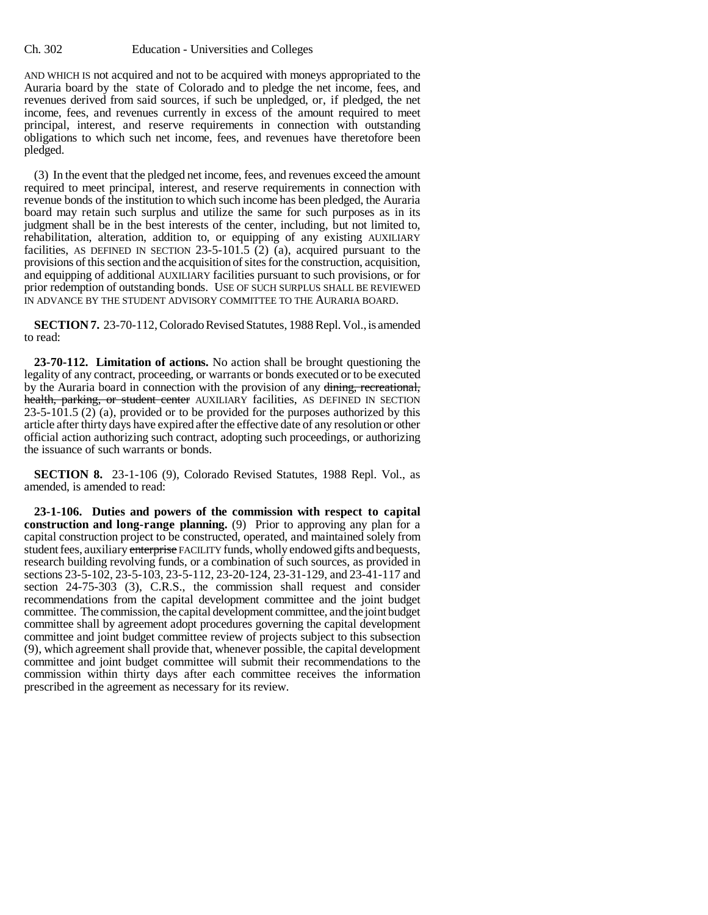AND WHICH IS not acquired and not to be acquired with moneys appropriated to the Auraria board by the state of Colorado and to pledge the net income, fees, and revenues derived from said sources, if such be unpledged, or, if pledged, the net income, fees, and revenues currently in excess of the amount required to meet principal, interest, and reserve requirements in connection with outstanding obligations to which such net income, fees, and revenues have theretofore been pledged.

(3) In the event that the pledged net income, fees, and revenues exceed the amount required to meet principal, interest, and reserve requirements in connection with revenue bonds of the institution to which such income has been pledged, the Auraria board may retain such surplus and utilize the same for such purposes as in its judgment shall be in the best interests of the center, including, but not limited to, rehabilitation, alteration, addition to, or equipping of any existing AUXILIARY facilities, AS DEFINED IN SECTION 23-5-101.5 (2) (a), acquired pursuant to the provisions of this section and the acquisition of sites for the construction, acquisition, and equipping of additional AUXILIARY facilities pursuant to such provisions, or for prior redemption of outstanding bonds. USE OF SUCH SURPLUS SHALL BE REVIEWED IN ADVANCE BY THE STUDENT ADVISORY COMMITTEE TO THE AURARIA BOARD.

**SECTION 7.** 23-70-112, Colorado Revised Statutes, 1988 Repl. Vol., is amended to read:

**23-70-112. Limitation of actions.** No action shall be brought questioning the legality of any contract, proceeding, or warrants or bonds executed or to be executed by the Auraria board in connection with the provision of any ~~dining, recreational, health, parking, or student center~~ AUXILIARY facilities, AS DEFINED IN SECTION 23-5-101.5 (2) (a), provided or to be provided for the purposes authorized by this article after thirty days have expired after the effective date of any resolution or other official action authorizing such contract, adopting such proceedings, or authorizing the issuance of such warrants or bonds.

**SECTION 8.** 23-1-106 (9), Colorado Revised Statutes, 1988 Repl. Vol., as amended, is amended to read:

**23-1-106. Duties and powers of the commission with respect to capital construction and long-range planning.** (9) Prior to approving any plan for a capital construction project to be constructed, operated, and maintained solely from student fees, auxiliary ~~enterprise~~ FACILITY funds, wholly endowed gifts and bequests, research building revolving funds, or a combination of such sources, as provided in sections 23-5-102, 23-5-103, 23-5-112, 23-20-124, 23-31-129, and 23-41-117 and section 24-75-303 (3), C.R.S., the commission shall request and consider recommendations from the capital development committee and the joint budget committee. The commission, the capital development committee, and the joint budget committee shall by agreement adopt procedures governing the capital development committee and joint budget committee review of projects subject to this subsection (9), which agreement shall provide that, whenever possible, the capital development committee and joint budget committee will submit their recommendations to the commission within thirty days after each committee receives the information prescribed in the agreement as necessary for its review.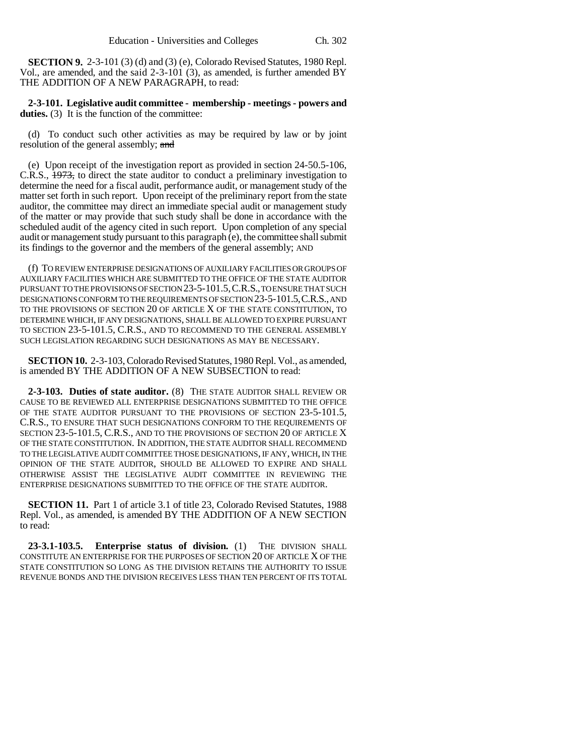**SECTION 9.** 2-3-101 (3) (d) and (3) (e), Colorado Revised Statutes, 1980 Repl. Vol., are amended, and the said 2-3-101 (3), as amended, is further amended BY THE ADDITION OF A NEW PARAGRAPH, to read:

**2-3-101. Legislative audit committee - membership - meetings - powers and duties.** (3) It is the function of the committee:

(d) To conduct such other activities as may be required by law or by joint resolution of the general assembly; ~~and~~

(e) Upon receipt of the investigation report as provided in section 24-50.5-106, C.R.S., ~~1973,~~ to direct the state auditor to conduct a preliminary investigation to determine the need for a fiscal audit, performance audit, or management study of the matter set forth in such report. Upon receipt of the preliminary report from the state auditor, the committee may direct an immediate special audit or management study of the matter or may provide that such study shall be done in accordance with the scheduled audit of the agency cited in such report. Upon completion of any special audit or management study pursuant to this paragraph (e), the committee shall submit its findings to the governor and the members of the general assembly; AND

(f) TO REVIEW ENTERPRISE DESIGNATIONS OF AUXILIARY FACILITIES OR GROUPS OF AUXILIARY FACILITIES WHICH ARE SUBMITTED TO THE OFFICE OF THE STATE AUDITOR PURSUANT TO THE PROVISIONS OF SECTION 23-5-101.5, C.R.S., TO ENSURE THAT SUCH DESIGNATIONS CONFORM TO THE REQUIREMENTS OF SECTION 23-5-101.5, C.R.S., AND TO THE PROVISIONS OF SECTION 20 OF ARTICLE X OF THE STATE CONSTITUTION, TO DETERMINE WHICH, IF ANY DESIGNATIONS, SHALL BE ALLOWED TO EXPIRE PURSUANT TO SECTION 23-5-101.5, C.R.S., AND TO RECOMMEND TO THE GENERAL ASSEMBLY SUCH LEGISLATION REGARDING SUCH DESIGNATIONS AS MAY BE NECESSARY.

**SECTION 10.** 2-3-103, Colorado Revised Statutes, 1980 Repl. Vol., as amended, is amended BY THE ADDITION OF A NEW SUBSECTION to read:

**2-3-103. Duties of state auditor.** (8) THE STATE AUDITOR SHALL REVIEW OR CAUSE TO BE REVIEWED ALL ENTERPRISE DESIGNATIONS SUBMITTED TO THE OFFICE OF THE STATE AUDITOR PURSUANT TO THE PROVISIONS OF SECTION 23-5-101.5, C.R.S., TO ENSURE THAT SUCH DESIGNATIONS CONFORM TO THE REQUIREMENTS OF SECTION 23-5-101.5, C.R.S., AND TO THE PROVISIONS OF SECTION 20 OF ARTICLE X OF THE STATE CONSTITUTION. IN ADDITION, THE STATE AUDITOR SHALL RECOMMEND TO THE LEGISLATIVE AUDIT COMMITTEE THOSE DESIGNATIONS, IF ANY, WHICH, IN THE OPINION OF THE STATE AUDITOR, SHOULD BE ALLOWED TO EXPIRE AND SHALL OTHERWISE ASSIST THE LEGISLATIVE AUDIT COMMITTEE IN REVIEWING THE ENTERPRISE DESIGNATIONS SUBMITTED TO THE OFFICE OF THE STATE AUDITOR.

**SECTION 11.** Part 1 of article 3.1 of title 23, Colorado Revised Statutes, 1988 Repl. Vol., as amended, is amended BY THE ADDITION OF A NEW SECTION to read:

**23-3.1-103.5. Enterprise status of division.** (1) THE DIVISION SHALL CONSTITUTE AN ENTERPRISE FOR THE PURPOSES OF SECTION 20 OF ARTICLE X OF THE STATE CONSTITUTION SO LONG AS THE DIVISION RETAINS THE AUTHORITY TO ISSUE REVENUE BONDS AND THE DIVISION RECEIVES LESS THAN TEN PERCENT OF ITS TOTAL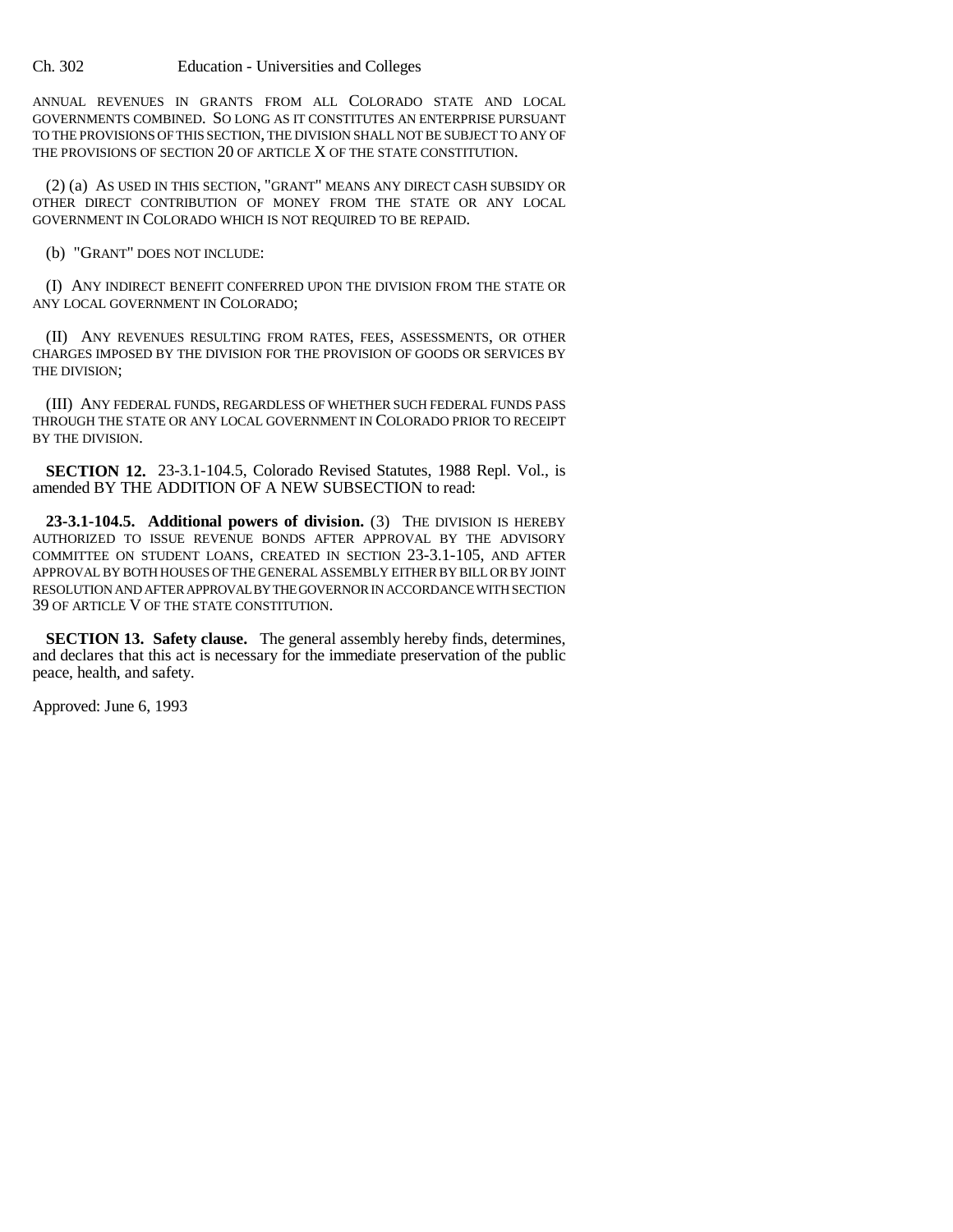ANNUAL REVENUES IN GRANTS FROM ALL COLORADO STATE AND LOCAL GOVERNMENTS COMBINED. SO LONG AS IT CONSTITUTES AN ENTERPRISE PURSUANT TO THE PROVISIONS OF THIS SECTION, THE DIVISION SHALL NOT BE SUBJECT TO ANY OF THE PROVISIONS OF SECTION 20 OF ARTICLE X OF THE STATE CONSTITUTION.

(2) (a) AS USED IN THIS SECTION, "GRANT" MEANS ANY DIRECT CASH SUBSIDY OR OTHER DIRECT CONTRIBUTION OF MONEY FROM THE STATE OR ANY LOCAL GOVERNMENT IN COLORADO WHICH IS NOT REQUIRED TO BE REPAID.

(b) "GRANT" DOES NOT INCLUDE:

(I) ANY INDIRECT BENEFIT CONFERRED UPON THE DIVISION FROM THE STATE OR ANY LOCAL GOVERNMENT IN COLORADO;

(II) ANY REVENUES RESULTING FROM RATES, FEES, ASSESSMENTS, OR OTHER CHARGES IMPOSED BY THE DIVISION FOR THE PROVISION OF GOODS OR SERVICES BY THE DIVISION;

(III) ANY FEDERAL FUNDS, REGARDLESS OF WHETHER SUCH FEDERAL FUNDS PASS THROUGH THE STATE OR ANY LOCAL GOVERNMENT IN COLORADO PRIOR TO RECEIPT BY THE DIVISION.

**SECTION 12.** 23-3.1-104.5, Colorado Revised Statutes, 1988 Repl. Vol., is amended BY THE ADDITION OF A NEW SUBSECTION to read:

**23-3.1-104.5. Additional powers of division.** (3) THE DIVISION IS HEREBY AUTHORIZED TO ISSUE REVENUE BONDS AFTER APPROVAL BY THE ADVISORY COMMITTEE ON STUDENT LOANS, CREATED IN SECTION 23-3.1-105, AND AFTER APPROVAL BY BOTH HOUSES OF THE GENERAL ASSEMBLY EITHER BY BILL OR BY JOINT RESOLUTION AND AFTER APPROVAL BY THE GOVERNOR IN ACCORDANCE WITH SECTION 39 OF ARTICLE V OF THE STATE CONSTITUTION.

**SECTION 13. Safety clause.** The general assembly hereby finds, determines, and declares that this act is necessary for the immediate preservation of the public peace, health, and safety.

Approved: June 6, 1993